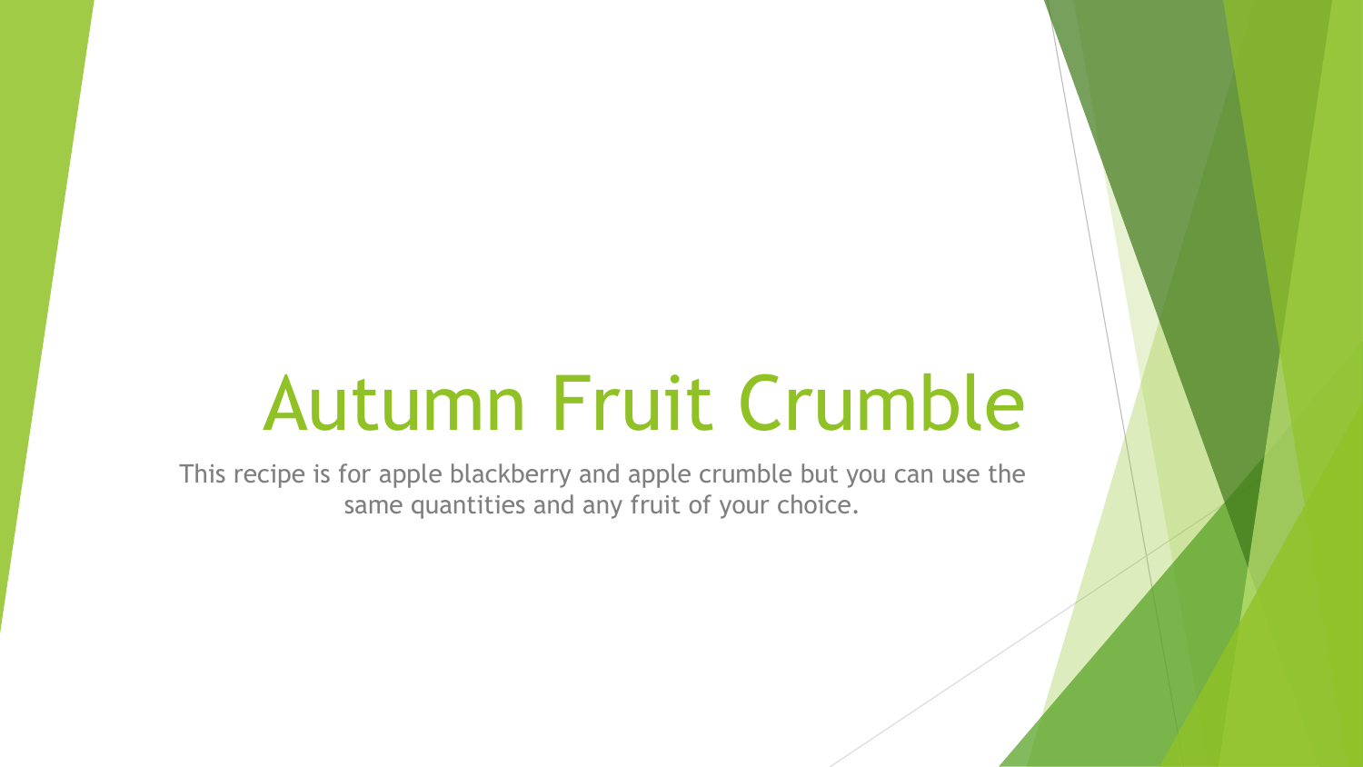# Autumn Fruit Crumble

This recipe is for apple blackberry and apple crumble but you can use the same quantities and any fruit of your choice.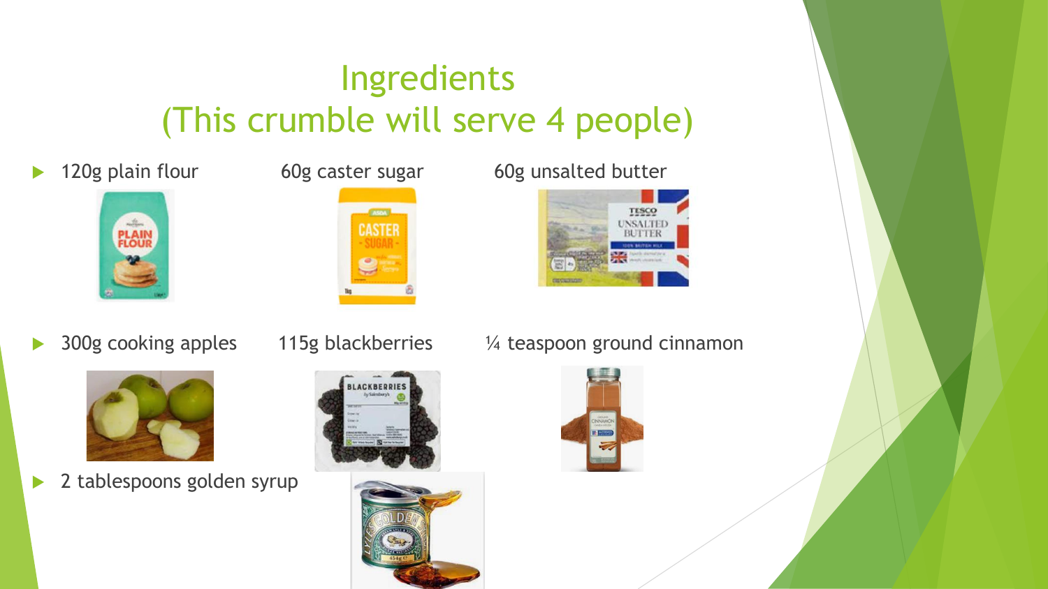# Ingredients
# (This crumble will serve 4 people)

- 120g plain flour
- 60g caster sugar
- 60g unsalted butter
- 300g cooking apples
- 115g blackberries
- ¼ teaspoon ground cinnamon
- 2 tablespoons golden syrup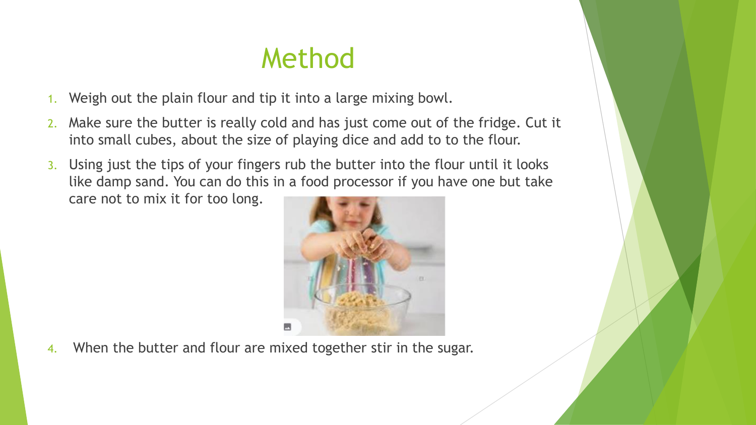# Method

1. Weigh out the plain flour and tip it into a large mixing bowl.
2. Make sure the butter is really cold and has just come out of the fridge. Cut it into small cubes, about the size of playing dice and add to to the flour.
3. Using just the tips of your fingers rub the butter into the flour until it looks like damp sand. You can do this in a food processor if you have one but take care not to mix it for too long.
4. When the butter and flour are mixed together stir in the sugar.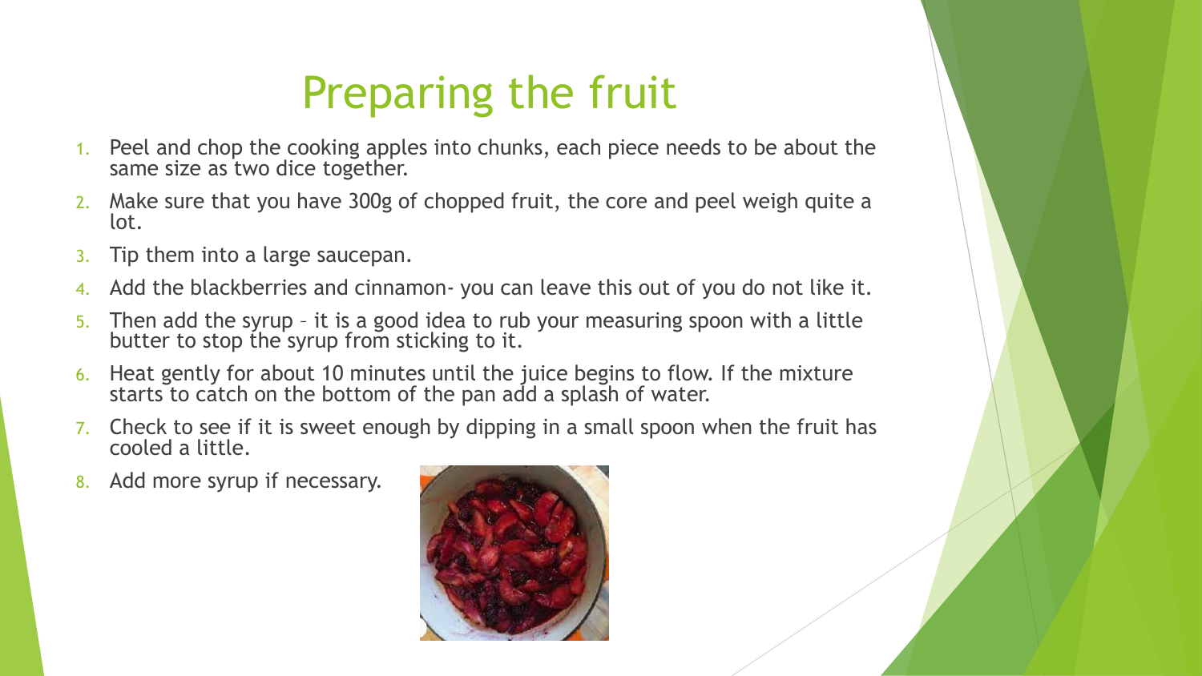# Preparing the fruit

1. Peel and chop the cooking apples into chunks, each piece needs to be about the same size as two dice together.
2. Make sure that you have 300g of chopped fruit, the core and peel weigh quite a lot.
3. Tip them into a large saucepan.
4. Add the blackberries and cinnamon- you can leave this out of you do not like it.
5. Then add the syrup – it is a good idea to rub your measuring spoon with a little butter to stop the syrup from sticking to it.
6. Heat gently for about 10 minutes until the juice begins to flow. If the mixture starts to catch on the bottom of the pan add a splash of water.
7. Check to see if it is sweet enough by dipping in a small spoon when the fruit has cooled a little.
8. Add more syrup if necessary.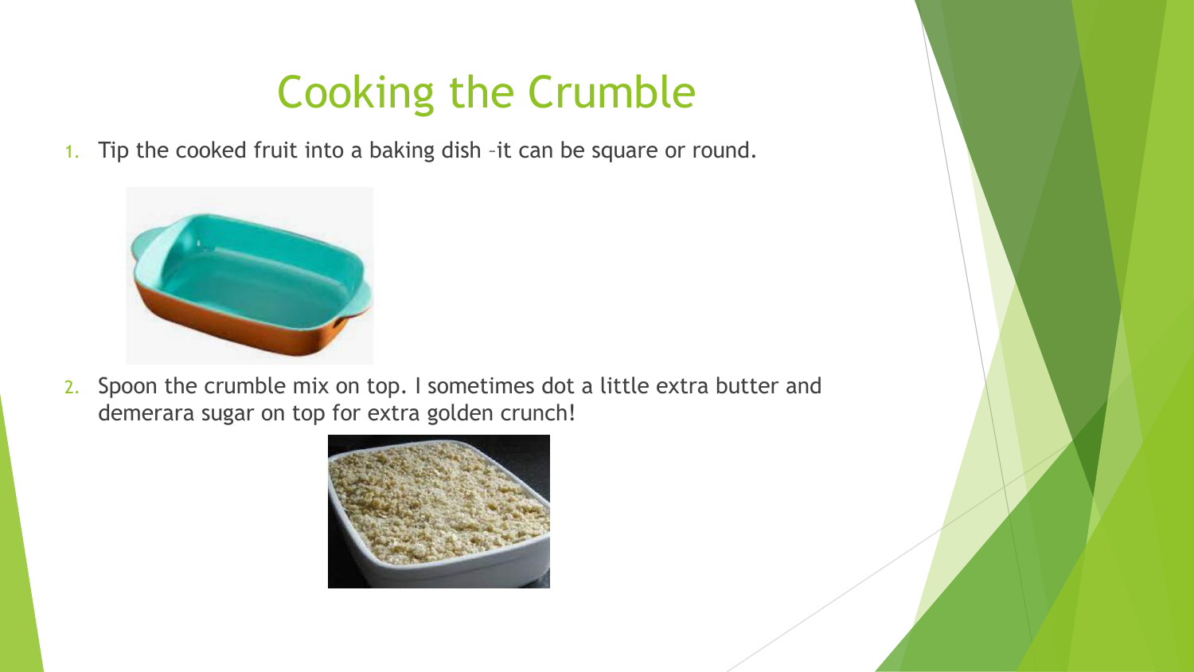# Cooking the Crumble

1. Tip the cooked fruit into a baking dish –it can be square or round.

2. Spoon the crumble mix on top. I sometimes dot a little extra butter and demerara sugar on top for extra golden crunch!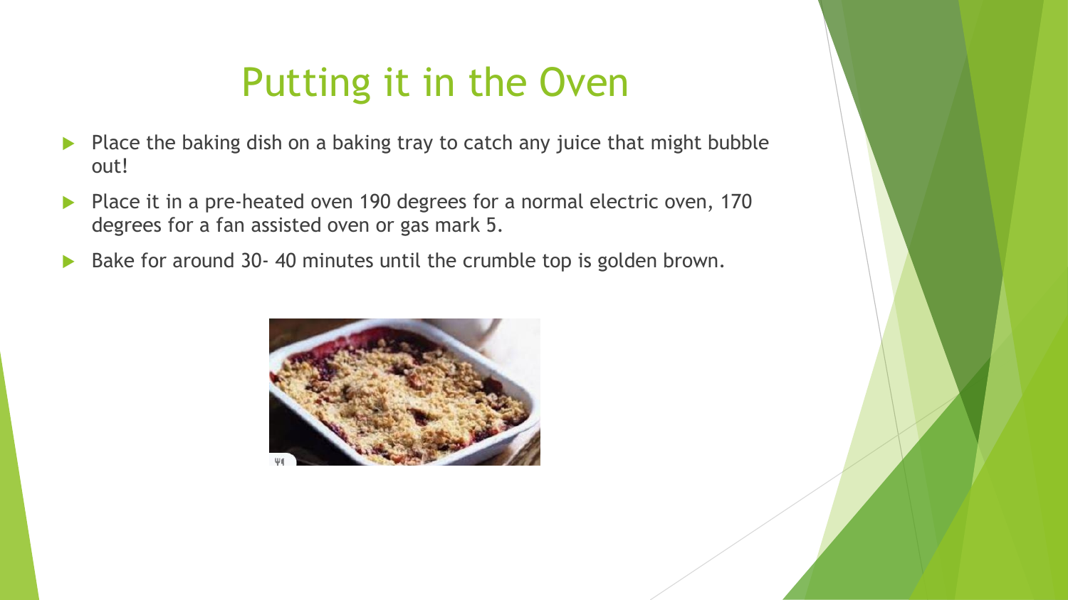# Putting it in the Oven

- Place the baking dish on a baking tray to catch any juice that might bubble out!
- Place it in a pre-heated oven 190 degrees for a normal electric oven, 170 degrees for a fan assisted oven or gas mark 5.
- Bake for around 30- 40 minutes until the crumble top is golden brown.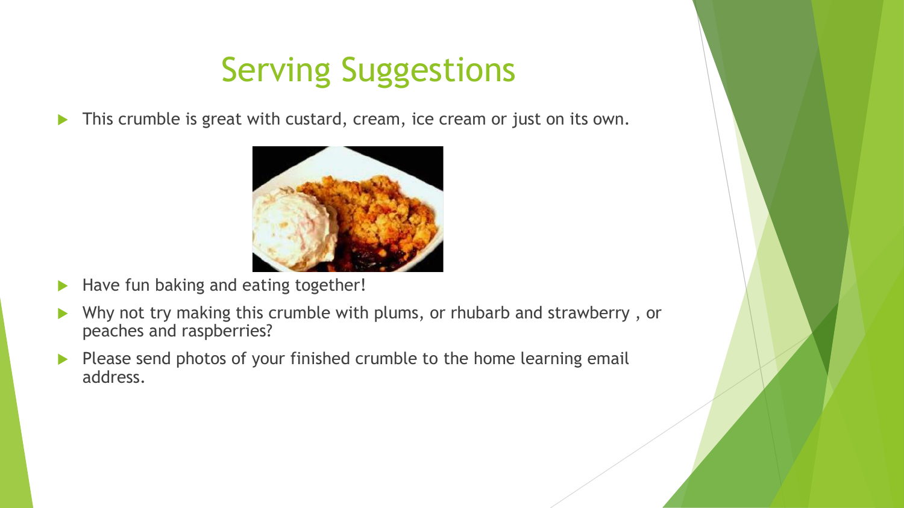# Serving Suggestions

- This crumble is great with custard, cream, ice cream or just on its own.
- Have fun baking and eating together!
- Why not try making this crumble with plums, or rhubarb and strawberry , or peaches and raspberries?
- Please send photos of your finished crumble to the home learning email address.